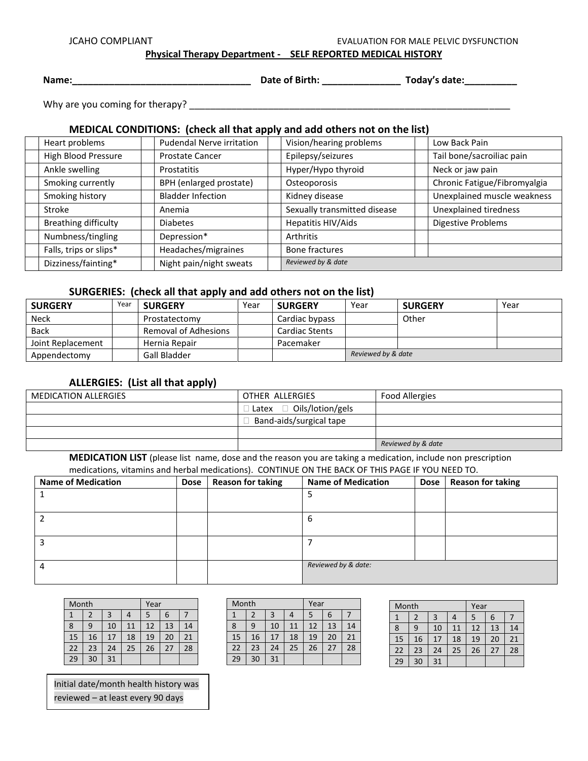JCAHO COMPLIANT

EVALUATION FOR MALE PELVIC DYSFUNCTION

**Physical Therapy Department - SELF REPORTED MEDICAL HISTORY**

**Name:**__________________________________ **Date of Birth:** _______________ **Today's date:**__________

Why are you coming for therapy? ________________________________________________________________

### MEDICAL CONDITIONS: (check all that apply and add others not on the list)

| | | | | | | | |
|---|---|---|---|---|---|---|---|
| | Heart problems | | Pudendal Nerve irritation | | Vision/hearing problems | | Low Back Pain |
| | High Blood Pressure | | Prostate Cancer | | Epilepsy/seizures | | Tail bone/sacroiliac pain |
| | Ankle swelling | | Prostatitis | | Hyper/Hypo thyroid | | Neck or jaw pain |
| | Smoking currently | | BPH (enlarged prostate) | | Osteoporosis | | Chronic Fatigue/Fibromyalgia |
| | Smoking history | | Bladder Infection | | Kidney disease | | Unexplained muscle weakness |
| | Stroke | | Anemia | | Sexually transmitted disease | | Unexplained tiredness |
| | Breathing difficulty | | Diabetes | | Hepatitis HIV/Aids | | Digestive Problems |
| | Numbness/tingling | | Depression* | | Arthritis | | |
| | Falls, trips or slips* | | Headaches/migraines | | Bone fractures | | |
| | Dizziness/fainting* | | Night pain/night sweats | *Reviewed by & date* | | | |

### SURGERIES: (check all that apply and add others not on the list)

| SURGERY | Year | SURGERY | Year | SURGERY | Year | SURGERY | Year |
|---|---|---|---|---|---|---|---|
| Neck | | Prostatectomy | | Cardiac bypass | | Other | |
| Back | | Removal of Adhesions | | Cardiac Stents | | | |
| Joint Replacement | | Hernia Repair | | Pacemaker | | | |
| Appendectomy | | Gall Bladder | | | *Reviewed by & date* | | |

### ALLERGIES: (List all that apply)

| MEDICATION ALLERGIES | OTHER ALLERGIES | Food Allergies |
|---|---|---|
| | □ Latex □ Oils/lotion/gels | |
| | □ Band-aids/surgical tape | |
| | | |
| | | *Reviewed by & date* |

**MEDICATION LIST** (please list name, dose and the reason you are taking a medication, include non prescription medications, vitamins and herbal medications). CONTINUE ON THE BACK OF THIS PAGE IF YOU NEED TO.

| Name of Medication | Dose | Reason for taking | Name of Medication | Dose | Reason for taking |
|---|---|---|---|---|---|
| 1 | | | 5 | | |
| 2 | | | 6 | | |
| 3 | | | 7 | | |
| 4 | | | *Reviewed by & date:* | | |

| Month | | | | Year | | |
|---|---|---|---|---|---|---|
| 1 | 2 | 3 | 4 | 5 | 6 | 7 |
| 8 | 9 | 10 | 11 | 12 | 13 | 14 |
| 15 | 16 | 17 | 18 | 19 | 20 | 21 |
| 22 | 23 | 24 | 25 | 26 | 27 | 28 |
| 29 | 30 | 31 | | | | |

| Month | | | | Year | | |
|---|---|---|---|---|---|---|
| 1 | 2 | 3 | 4 | 5 | 6 | 7 |
| 8 | 9 | 10 | 11 | 12 | 13 | 14 |
| 15 | 16 | 17 | 18 | 19 | 20 | 21 |
| 22 | 23 | 24 | 25 | 26 | 27 | 28 |
| 29 | 30 | 31 | | | | |

| Month | | | | Year | | |
|---|---|---|---|---|---|---|
| 1 | 2 | 3 | 4 | 5 | 6 | 7 |
| 8 | 9 | 10 | 11 | 12 | 13 | 14 |
| 15 | 16 | 17 | 18 | 19 | 20 | 21 |
| 22 | 23 | 24 | 25 | 26 | 27 | 28 |
| 29 | 30 | 31 | | | | |

Initial date/month health history was reviewed – at least every 90 days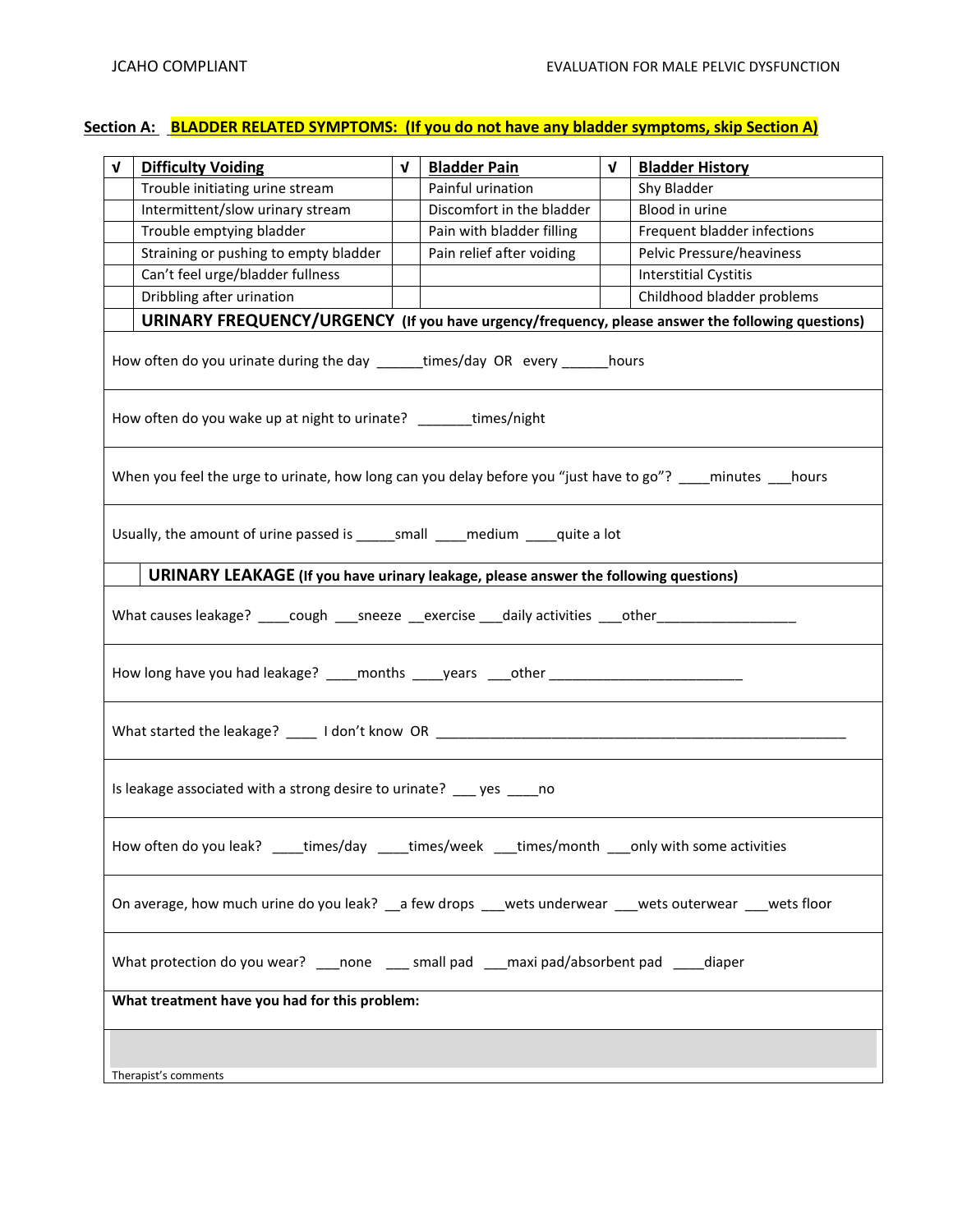## Section A: **BLADDER RELATED SYMPTOMS: (If you do not have any bladder symptoms, skip Section A)**

| √ | Difficulty Voiding | √ | Bladder Pain | √ | Bladder History |
|---|---|---|---|---|---|
| | Trouble initiating urine stream | | Painful urination | | Shy Bladder |
| | Intermittent/slow urinary stream | | Discomfort in the bladder | | Blood in urine |
| | Trouble emptying bladder | | Pain with bladder filling | | Frequent bladder infections |
| | Straining or pushing to empty bladder | | Pain relief after voiding | | Pelvic Pressure/heaviness |
| | Can't feel urge/bladder fullness | | | | Interstitial Cystitis |
| | Dribbling after urination | | | | Childhood bladder problems |

### URINARY FREQUENCY/URGENCY (If you have urgency/frequency, please answer the following questions)

How often do you urinate during the day ______times/day OR every ______hours

How often do you wake up at night to urinate? _______times/night

When you feel the urge to urinate, how long can you delay before you "just have to go"? ____minutes ___hours

Usually, the amount of urine passed is _____small ____medium ____quite a lot

### URINARY LEAKAGE (If you have urinary leakage, please answer the following questions)

What causes leakage? ____cough ___sneeze __exercise ___daily activities ___other__________________

How long have you had leakage? ____months ____years ___other _________________________

What started the leakage? ____ I don't know OR _____________________________________________________

Is leakage associated with a strong desire to urinate? ___ yes ____no

How often do you leak? ____times/day ____times/week ___times/month ___only with some activities

On average, how much urine do you leak? __a few drops ___wets underwear ___wets outerwear ___wets floor

What protection do you wear? ___none ___ small pad ___maxi pad/absorbent pad ____diaper

**What treatment have you had for this problem:**

Therapist's comments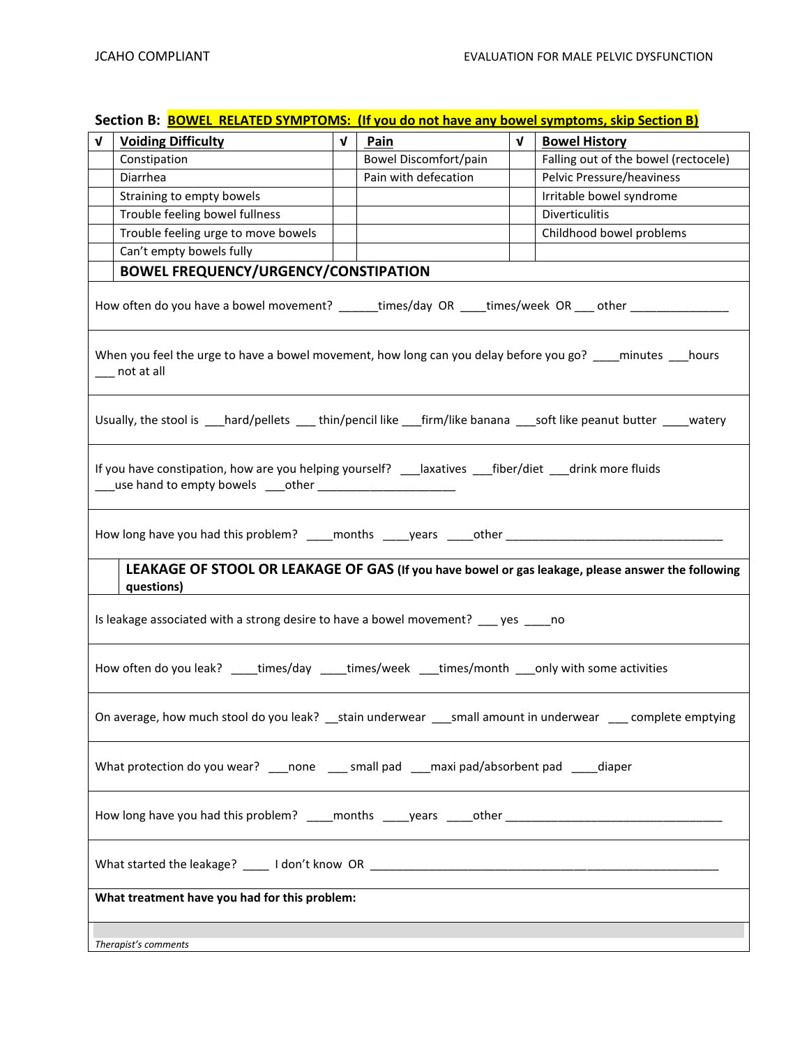## Section B: BOWEL RELATED SYMPTOMS: (If you do not have any bowel symptoms, skip Section B)

| √ | Voiding Difficulty | √ | Pain | √ | Bowel History |
|---|---|---|---|---|---|
| | Constipation | | Bowel Discomfort/pain | | Falling out of the bowel (rectocele) |
| | Diarrhea | | Pain with defecation | | Pelvic Pressure/heaviness |
| | Straining to empty bowels | | | | Irritable bowel syndrome |
| | Trouble feeling bowel fullness | | | | Diverticulitis |
| | Trouble feeling urge to move bowels | | | | Childhood bowel problems |
| | Can't empty bowels fully | | | | |

### BOWEL FREQUENCY/URGENCY/CONSTIPATION

How often do you have a bowel movement? ______times/day OR ____times/week OR ___ other _______________

When you feel the urge to have a bowel movement, how long can you delay before you go? ____minutes ___hours ___ not at all

Usually, the stool is ___hard/pellets ___ thin/pencil like ___firm/like banana ___soft like peanut butter ____watery

If you have constipation, how are you helping yourself? ___laxatives ___fiber/diet ___drink more fluids ___use hand to empty bowels ___other _____________________

How long have you had this problem? ____months ____years ____other __________________________________

### LEAKAGE OF STOOL OR LEAKAGE OF GAS (If you have bowel or gas leakage, please answer the following questions)

Is leakage associated with a strong desire to have a bowel movement? ___ yes ____no

How often do you leak? ____times/day ____times/week ___times/month ___only with some activities

On average, how much stool do you leak? __stain underwear ___small amount in underwear ___ complete emptying

What protection do you wear? ___none ___ small pad ___maxi pad/absorbent pad ____diaper

How long have you had this problem? ____months ____years ____other __________________________________

What started the leakage? ____ I don't know OR ________________________________________________________

**What treatment have you had for this problem:**

*Therapist's comments*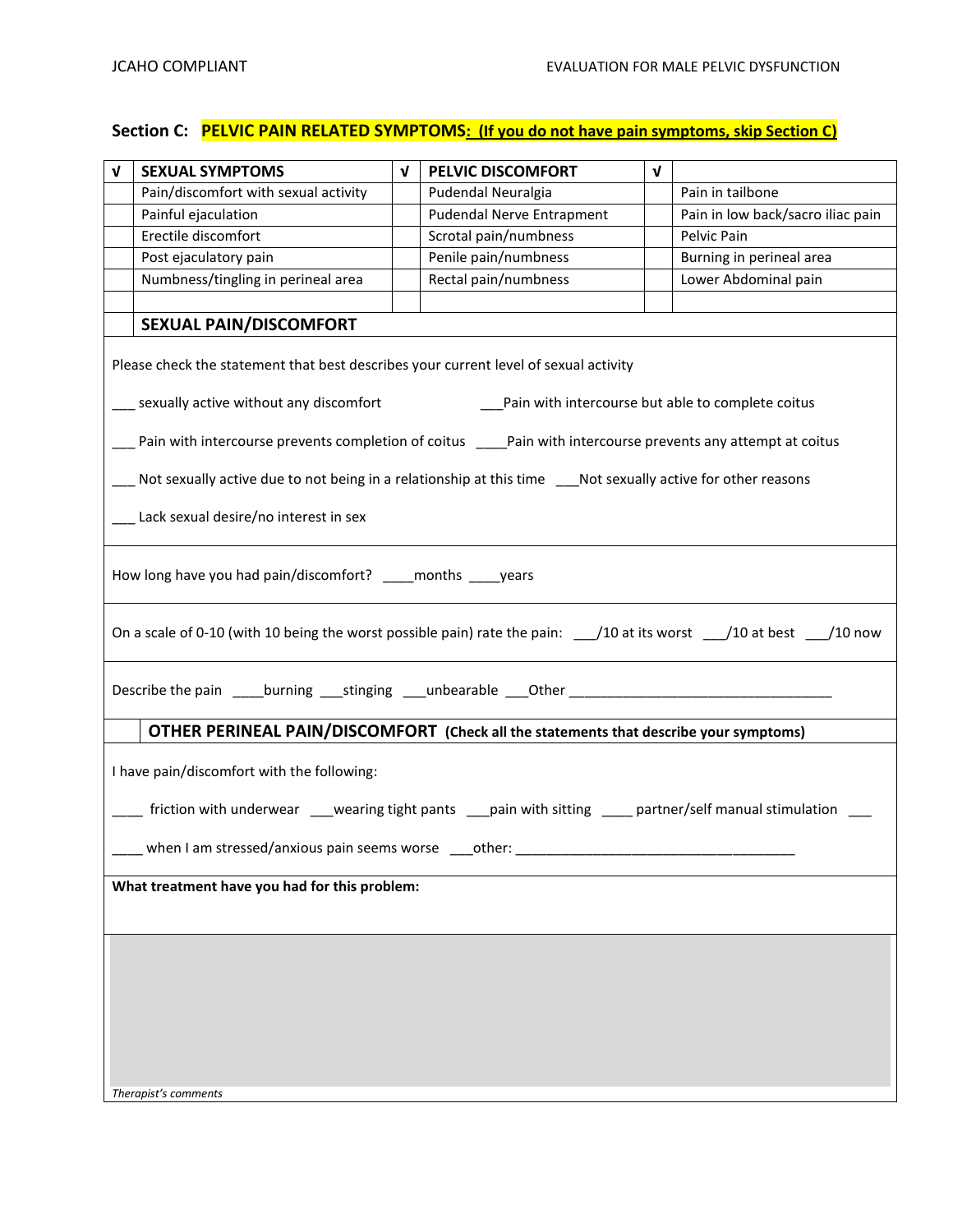## Section C: PELVIC PAIN RELATED SYMPTOMS: (If you do not have pain symptoms, skip Section C)

| √ | SEXUAL SYMPTOMS | √ | PELVIC DISCOMFORT | √ | |
|---|---|---|---|---|---|
| | Pain/discomfort with sexual activity | | Pudendal Neuralgia | | Pain in tailbone |
| | Painful ejaculation | | Pudendal Nerve Entrapment | | Pain in low back/sacro iliac pain |
| | Erectile discomfort | | Scrotal pain/numbness | | Pelvic Pain |
| | Post ejaculatory pain | | Penile pain/numbness | | Burning in perineal area |
| | Numbness/tingling in perineal area | | Rectal pain/numbness | | Lower Abdominal pain |
| | | | | | |

### SEXUAL PAIN/DISCOMFORT

Please check the statement that best describes your current level of sexual activity

___ sexually active without any discomfort ___Pain with intercourse but able to complete coitus

___ Pain with intercourse prevents completion of coitus ____Pain with intercourse prevents any attempt at coitus

___ Not sexually active due to not being in a relationship at this time ___Not sexually active for other reasons

___ Lack sexual desire/no interest in sex

How long have you had pain/discomfort? ____months ____years

On a scale of 0-10 (with 10 being the worst possible pain) rate the pain: ___/10 at its worst ___/10 at best ___/10 now

Describe the pain ____burning ___stinging ___unbearable ___Other ___________________________________

### OTHER PERINEAL PAIN/DISCOMFORT (Check all the statements that describe your symptoms)

I have pain/discomfort with the following:

____ friction with underwear ___wearing tight pants ___pain with sitting ____ partner/self manual stimulation ___

____ when I am stressed/anxious pain seems worse ___other: _____________________________________

**What treatment have you had for this problem:**

*Therapist's comments*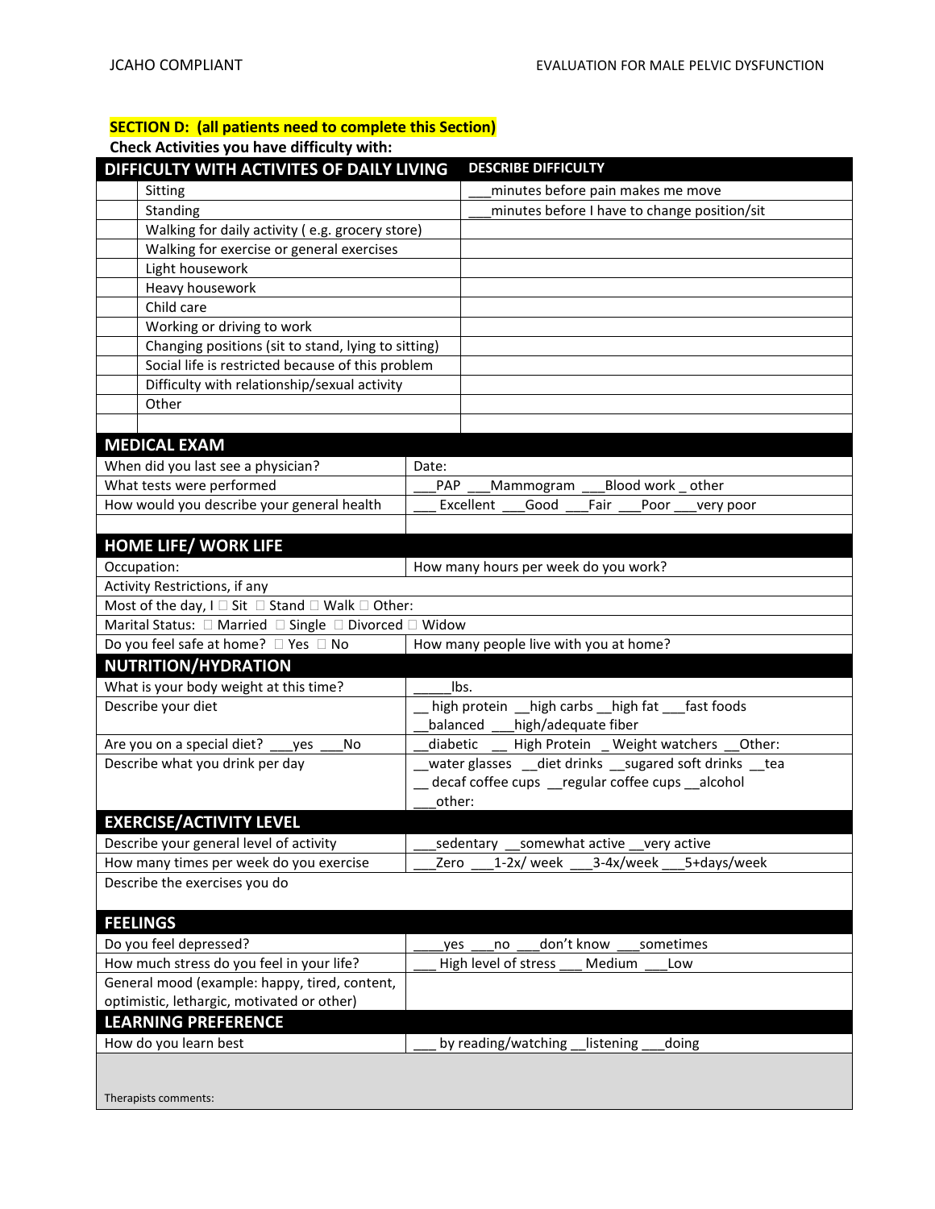**SECTION D: (all patients need to complete this Section)**

**Check Activities you have difficulty with:**

| | DIFFICULTY WITH ACTIVITES OF DAILY LIVING | DESCRIBE DIFFICULTY |
|---|---|---|
| | Sitting | ___minutes before pain makes me move |
| | Standing | ___minutes before I have to change position/sit |
| | Walking for daily activity ( e.g. grocery store) | |
| | Walking for exercise or general exercises | |
| | Light housework | |
| | Heavy housework | |
| | Child care | |
| | Working or driving to work | |
| | Changing positions (sit to stand, lying to sitting) | |
| | Social life is restricted because of this problem | |
| | Difficulty with relationship/sexual activity | |
| | Other | |
| | | |

| MEDICAL EXAM | |
|---|---|
| When did you last see a physician? | Date: |
| What tests were performed | ___PAP ___Mammogram ___Blood work _ other |
| How would you describe your general health | ___ Excellent ___Good ___Fair ___Poor ___very poor |
| | |

| HOME LIFE/ WORK LIFE | |
|---|---|
| Occupation: | How many hours per week do you work? |
| Activity Restrictions, if any | |
| Most of the day, I ☐ Sit ☐ Stand ☐ Walk ☐ Other: | |
| Marital Status: ☐ Married ☐ Single ☐ Divorced ☐ Widow | |
| Do you feel safe at home? ☐ Yes ☐ No | How many people live with you at home? |

| NUTRITION/HYDRATION | |
|---|---|
| What is your body weight at this time? | _____lbs. |
| Describe your diet | __ high protein __high carbs __high fat ___fast foods __balanced ___high/adequate fiber |
| Are you on a special diet? ___yes ___No | __diabetic __ High Protein _ Weight watchers __Other: |
| Describe what you drink per day | __water glasses __diet drinks __sugared soft drinks __tea __ decaf coffee cups __regular coffee cups __alcohol ___other: |

| EXERCISE/ACTIVITY LEVEL | |
|---|---|
| Describe your general level of activity | ___sedentary __somewhat active __very active |
| How many times per week do you exercise | ___Zero ___1-2x/ week ___3-4x/week ___5+days/week |
| Describe the exercises you do | |

| FEELINGS | |
|---|---|
| Do you feel depressed? | ____yes ___no ___don't know ___sometimes |
| How much stress do you feel in your life? | ___ High level of stress ___ Medium ___Low |
| General mood (example: happy, tired, content, optimistic, lethargic, motivated or other) | |

| LEARNING PREFERENCE | |
|---|---|
| How do you learn best | ___ by reading/watching __listening ___doing |

Therapists comments: